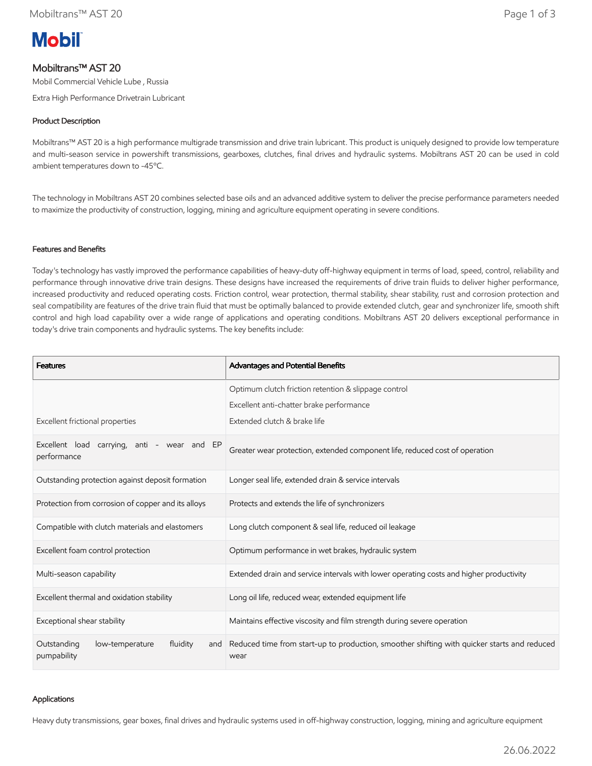# Mobiltrans™ AST 20

Mobil Commercial Vehicle Lube , Russia

Extra High Performance Drivetrain Lubricant

## Product Description

Mobiltrans™ AST 20 is a high performance multigrade transmission and drive train lubricant. This product is uniquely designed to provide low temperature and multi-season service in powershift transmissions, gearboxes, clutches, final drives and hydraulic systems. Mobiltrans AST 20 can be used in cold ambient temperatures down to -45°C.

The technology in Mobiltrans AST 20 combines selected base oils and an advanced additive system to deliver the precise performance parameters needed to maximize the productivity of construction, logging, mining and agriculture equipment operating in severe conditions.

## Features and Benefits

Today's technology has vastly improved the performance capabilities of heavy-duty off-highway equipment in terms of load, speed, control, reliability and performance through innovative drive train designs. These designs have increased the requirements of drive train fluids to deliver higher performance, increased productivity and reduced operating costs. Friction control, wear protection, thermal stability, shear stability, rust and corrosion protection and seal compatibility are features of the drive train fluid that must be optimally balanced to provide extended clutch, gear and synchronizer life, smooth shift control and high load capability over a wide range of applications and operating conditions. Mobiltrans AST 20 delivers exceptional performance in today's drive train components and hydraulic systems. The key benefits include:

| Features | Advantages and Potential Benefits |
| --- | --- |
| Excellent frictional properties | Optimum clutch friction retention & slippage control<br>Excellent anti-chatter brake performance<br>Extended clutch & brake life |
| Excellent load carrying, anti - wear and EP performance | Greater wear protection, extended component life, reduced cost of operation |
| Outstanding protection against deposit formation | Longer seal life, extended drain & service intervals |
| Protection from corrosion of copper and its alloys | Protects and extends the life of synchronizers |
| Compatible with clutch materials and elastomers | Long clutch component & seal life, reduced oil leakage |
| Excellent foam control protection | Optimum performance in wet brakes, hydraulic system |
| Multi-season capability | Extended drain and service intervals with lower operating costs and higher productivity |
| Excellent thermal and oxidation stability | Long oil life, reduced wear, extended equipment life |
| Exceptional shear stability | Maintains effective viscosity and film strength during severe operation |
| Outstanding low-temperature fluidity and pumpability | Reduced time from start-up to production, smoother shifting with quicker starts and reduced wear |

## Applications

Heavy duty transmissions, gear boxes, final drives and hydraulic systems used in off-highway construction, logging, mining and agriculture equipment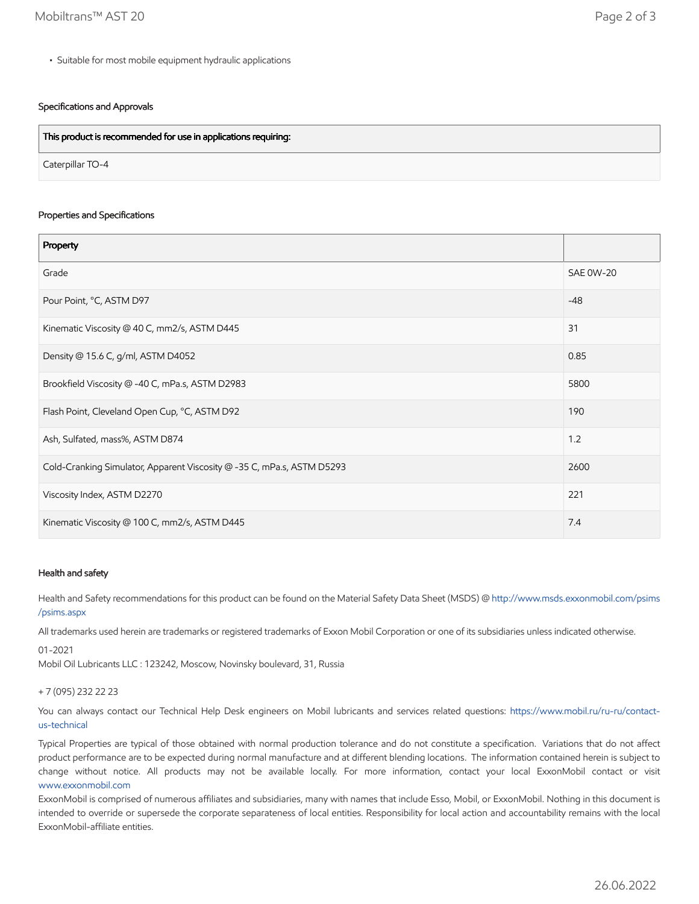- Suitable for most mobile equipment hydraulic applications

## Specifications and Approvals

| This product is recommended for use in applications requiring: |
| --- |
| Caterpillar TO-4 |

## Properties and Specifications

| Property | |
| --- | --- |
| Grade | SAE 0W-20 |
| Pour Point, °C, ASTM D97 | -48 |
| Kinematic Viscosity @ 40 C, mm2/s, ASTM D445 | 31 |
| Density @ 15.6 C, g/ml, ASTM D4052 | 0.85 |
| Brookfield Viscosity @ -40 C, mPa.s, ASTM D2983 | 5800 |
| Flash Point, Cleveland Open Cup, °C, ASTM D92 | 190 |
| Ash, Sulfated, mass%, ASTM D874 | 1.2 |
| Cold-Cranking Simulator, Apparent Viscosity @ -35 C, mPa.s, ASTM D5293 | 2600 |
| Viscosity Index, ASTM D2270 | 221 |
| Kinematic Viscosity @ 100 C, mm2/s, ASTM D445 | 7.4 |

## Health and safety

Health and Safety recommendations for this product can be found on the Material Safety Data Sheet (MSDS) @ http://www.msds.exxonmobil.com/psims/psims.aspx

All trademarks used herein are trademarks or registered trademarks of Exxon Mobil Corporation or one of its subsidiaries unless indicated otherwise.

01-2021
Mobil Oil Lubricants LLC : 123242, Moscow, Novinsky boulevard, 31, Russia

+ 7 (095) 232 22 23

You can always contact our Technical Help Desk engineers on Mobil lubricants and services related questions: https://www.mobil.ru/ru-ru/contact-us-technical

Typical Properties are typical of those obtained with normal production tolerance and do not constitute a specification. Variations that do not affect product performance are to be expected during normal manufacture and at different blending locations. The information contained herein is subject to change without notice. All products may not be available locally. For more information, contact your local ExxonMobil contact or visit www.exxonmobil.com

ExxonMobil is comprised of numerous affiliates and subsidiaries, many with names that include Esso, Mobil, or ExxonMobil. Nothing in this document is intended to override or supersede the corporate separateness of local entities. Responsibility for local action and accountability remains with the local ExxonMobil-affiliate entities.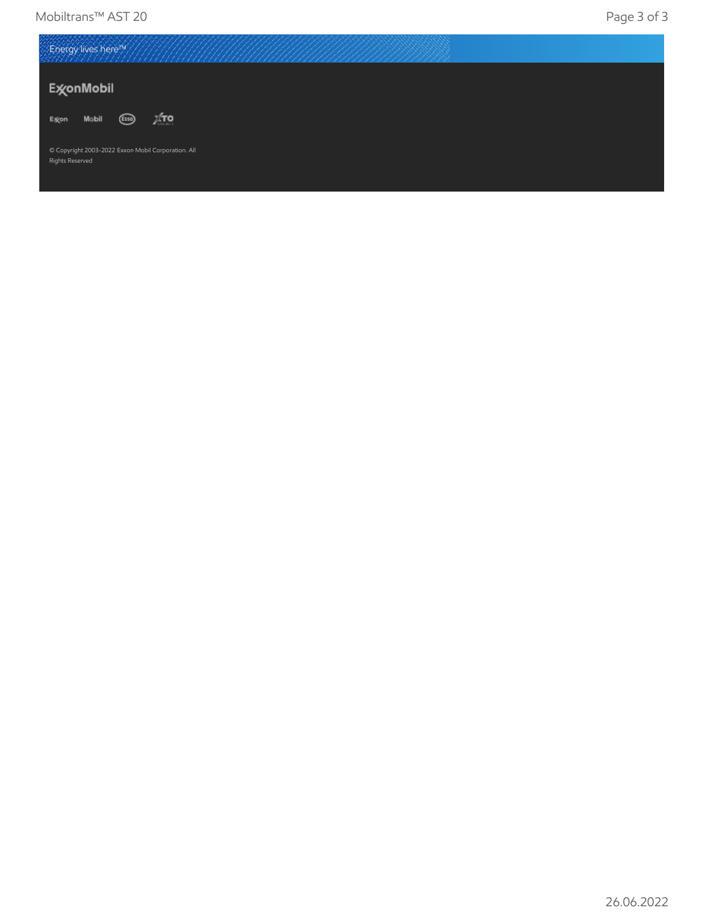Energy lives here™

ExxonMobil

Exxon Mobil Esso XTO

© Copyright 2003-2022 Exxon Mobil Corporation. All Rights Reserved